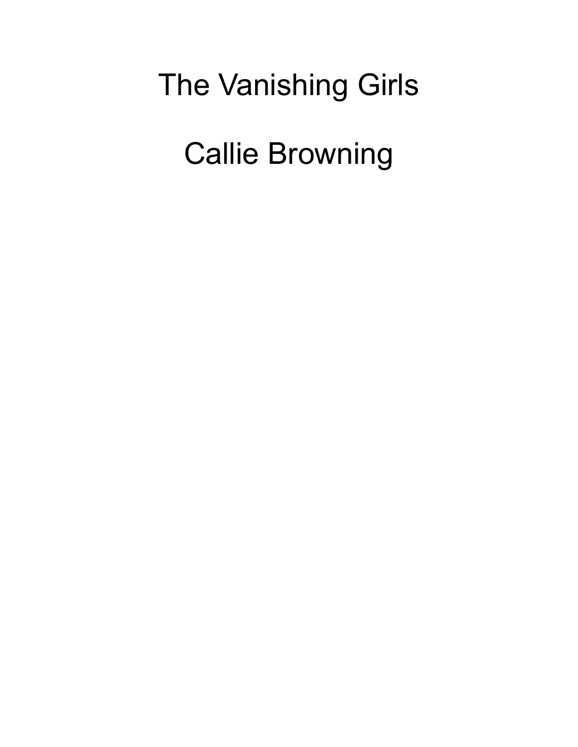# The Vanishing Girls

## Callie Browning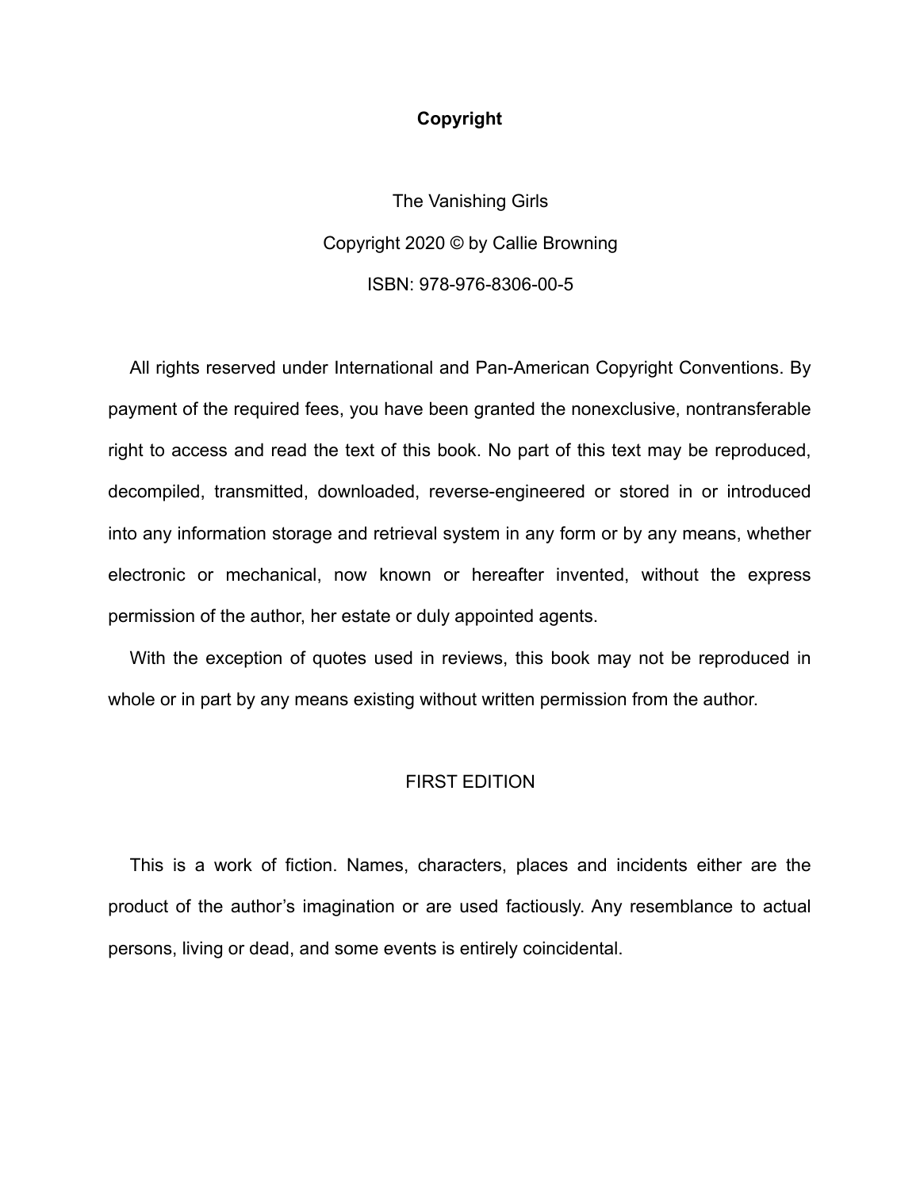**Copyright**

The Vanishing Girls

Copyright 2020 © by Callie Browning

ISBN: 978-976-8306-00-5

All rights reserved under International and Pan-American Copyright Conventions. By payment of the required fees, you have been granted the nonexclusive, nontransferable right to access and read the text of this book. No part of this text may be reproduced, decompiled, transmitted, downloaded, reverse-engineered or stored in or introduced into any information storage and retrieval system in any form or by any means, whether electronic or mechanical, now known or hereafter invented, without the express permission of the author, her estate or duly appointed agents.

With the exception of quotes used in reviews, this book may not be reproduced in whole or in part by any means existing without written permission from the author.

FIRST EDITION

This is a work of fiction. Names, characters, places and incidents either are the product of the author's imagination or are used factiously. Any resemblance to actual persons, living or dead, and some events is entirely coincidental.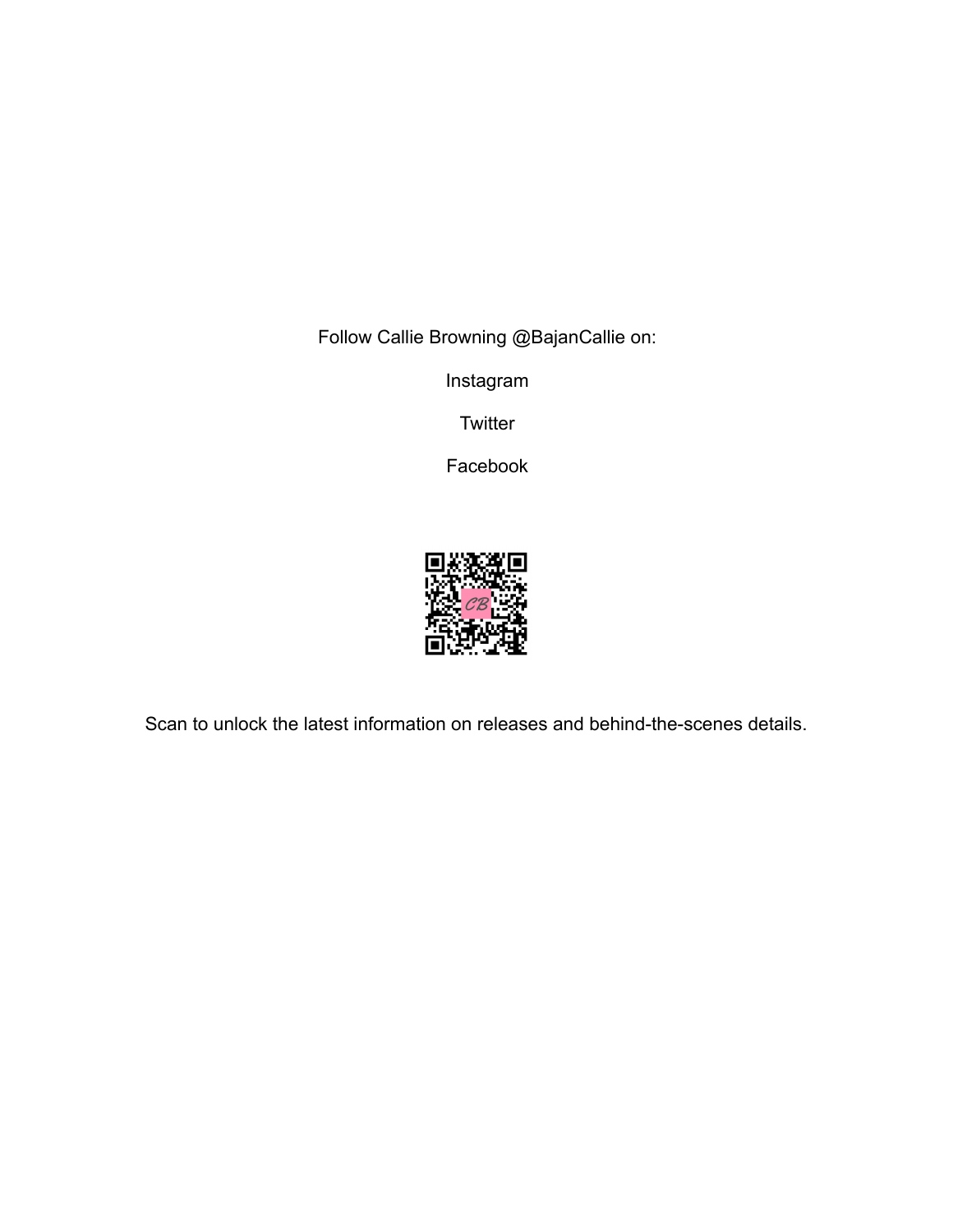Follow Callie Browning @BajanCallie on:

Instagram

Twitter

Facebook

Scan to unlock the latest information on releases and behind-the-scenes details.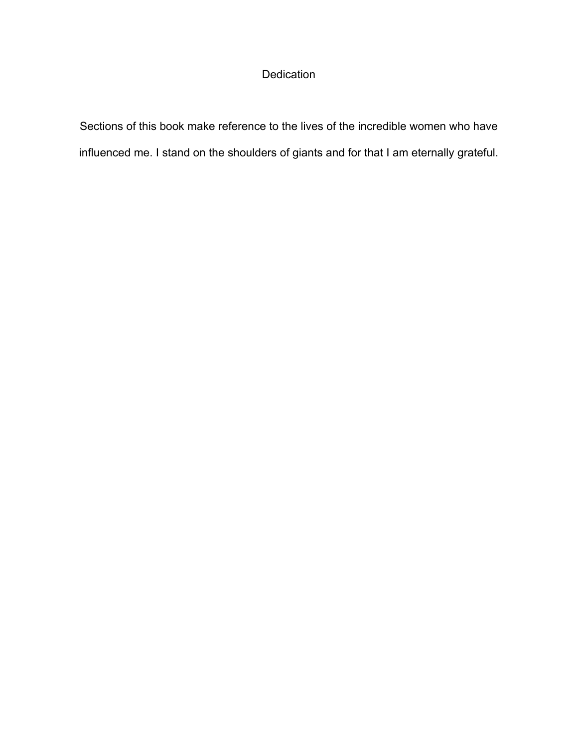# Dedication

Sections of this book make reference to the lives of the incredible women who have influenced me. I stand on the shoulders of giants and for that I am eternally grateful.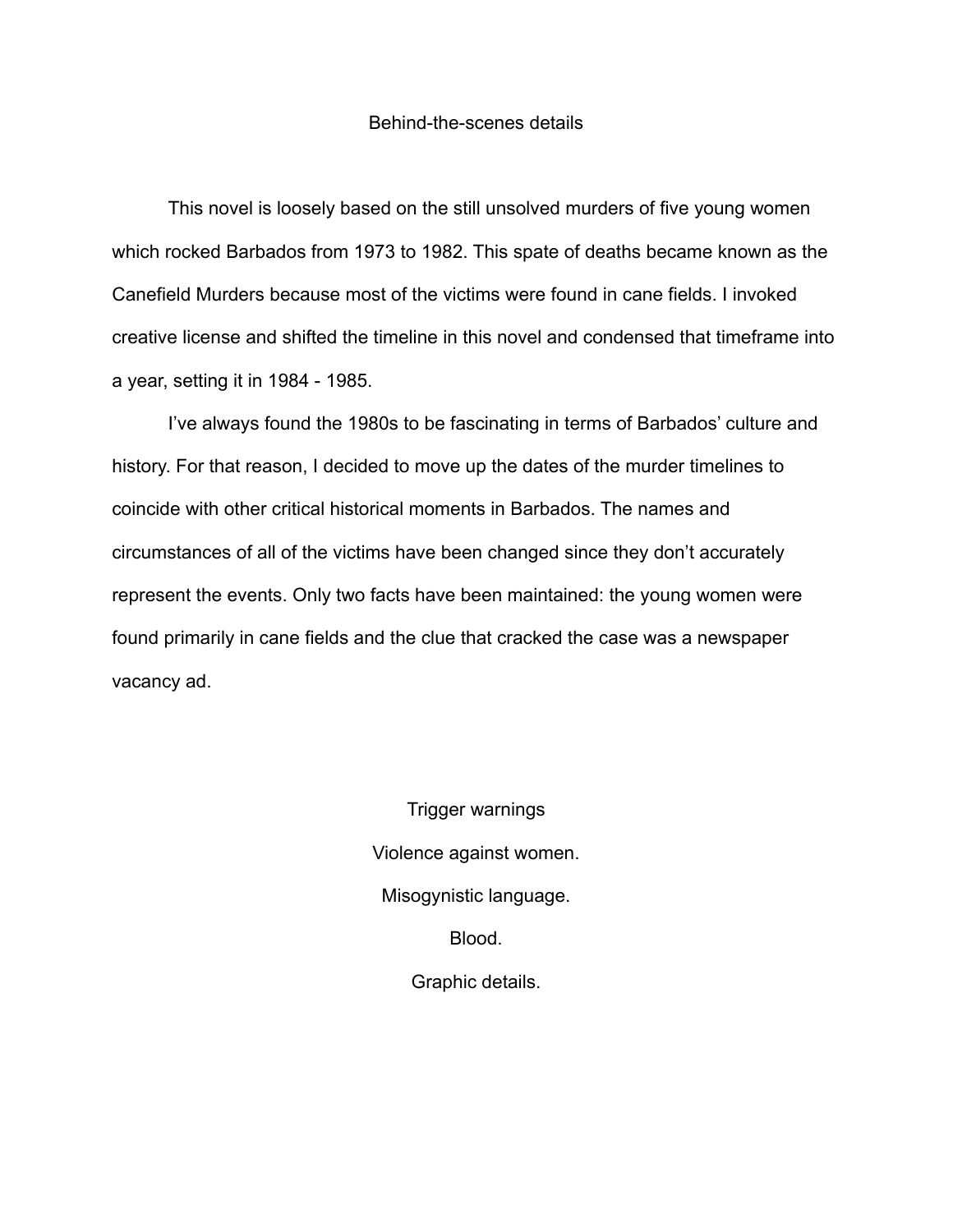## Behind-the-scenes details

This novel is loosely based on the still unsolved murders of five young women which rocked Barbados from 1973 to 1982. This spate of deaths became known as the Canefield Murders because most of the victims were found in cane fields. I invoked creative license and shifted the timeline in this novel and condensed that timeframe into a year, setting it in 1984 - 1985.

I've always found the 1980s to be fascinating in terms of Barbados' culture and history. For that reason, I decided to move up the dates of the murder timelines to coincide with other critical historical moments in Barbados. The names and circumstances of all of the victims have been changed since they don't accurately represent the events. Only two facts have been maintained: the young women were found primarily in cane fields and the clue that cracked the case was a newspaper vacancy ad.

### Trigger warnings

Violence against women.

Misogynistic language.

Blood.

Graphic details.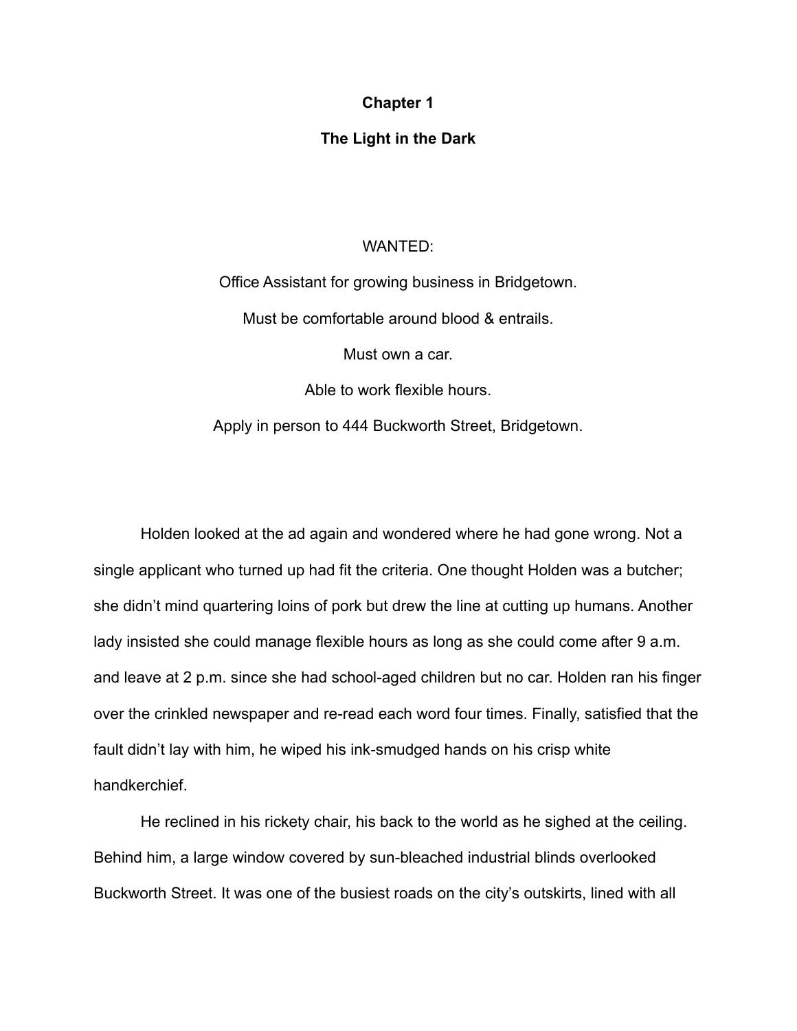# Chapter 1

## The Light in the Dark

WANTED:

Office Assistant for growing business in Bridgetown.

Must be comfortable around blood & entrails.

Must own a car.

Able to work flexible hours.

Apply in person to 444 Buckworth Street, Bridgetown.

Holden looked at the ad again and wondered where he had gone wrong. Not a single applicant who turned up had fit the criteria. One thought Holden was a butcher; she didn't mind quartering loins of pork but drew the line at cutting up humans. Another lady insisted she could manage flexible hours as long as she could come after 9 a.m. and leave at 2 p.m. since she had school-aged children but no car. Holden ran his finger over the crinkled newspaper and re-read each word four times. Finally, satisfied that the fault didn't lay with him, he wiped his ink-smudged hands on his crisp white handkerchief.

He reclined in his rickety chair, his back to the world as he sighed at the ceiling. Behind him, a large window covered by sun-bleached industrial blinds overlooked Buckworth Street. It was one of the busiest roads on the city's outskirts, lined with all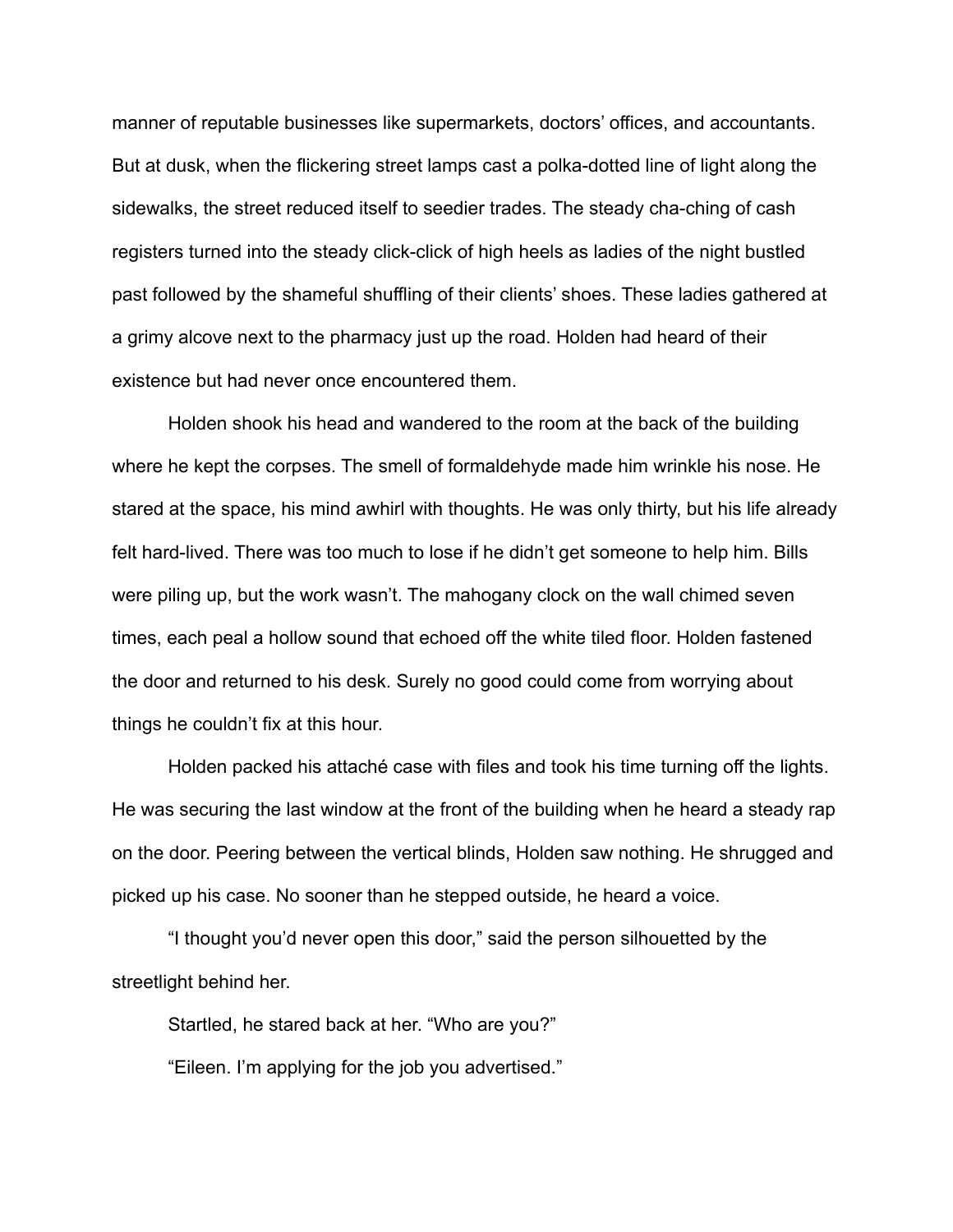manner of reputable businesses like supermarkets, doctors' offices, and accountants. But at dusk, when the flickering street lamps cast a polka-dotted line of light along the sidewalks, the street reduced itself to seedier trades. The steady cha-ching of cash registers turned into the steady click-click of high heels as ladies of the night bustled past followed by the shameful shuffling of their clients' shoes. These ladies gathered at a grimy alcove next to the pharmacy just up the road. Holden had heard of their existence but had never once encountered them.

Holden shook his head and wandered to the room at the back of the building where he kept the corpses. The smell of formaldehyde made him wrinkle his nose. He stared at the space, his mind awhirl with thoughts. He was only thirty, but his life already felt hard-lived. There was too much to lose if he didn't get someone to help him. Bills were piling up, but the work wasn't. The mahogany clock on the wall chimed seven times, each peal a hollow sound that echoed off the white tiled floor. Holden fastened the door and returned to his desk. Surely no good could come from worrying about things he couldn't fix at this hour.

Holden packed his attaché case with files and took his time turning off the lights. He was securing the last window at the front of the building when he heard a steady rap on the door. Peering between the vertical blinds, Holden saw nothing. He shrugged and picked up his case. No sooner than he stepped outside, he heard a voice.

"I thought you'd never open this door," said the person silhouetted by the streetlight behind her.

Startled, he stared back at her. "Who are you?"

"Eileen. I'm applying for the job you advertised."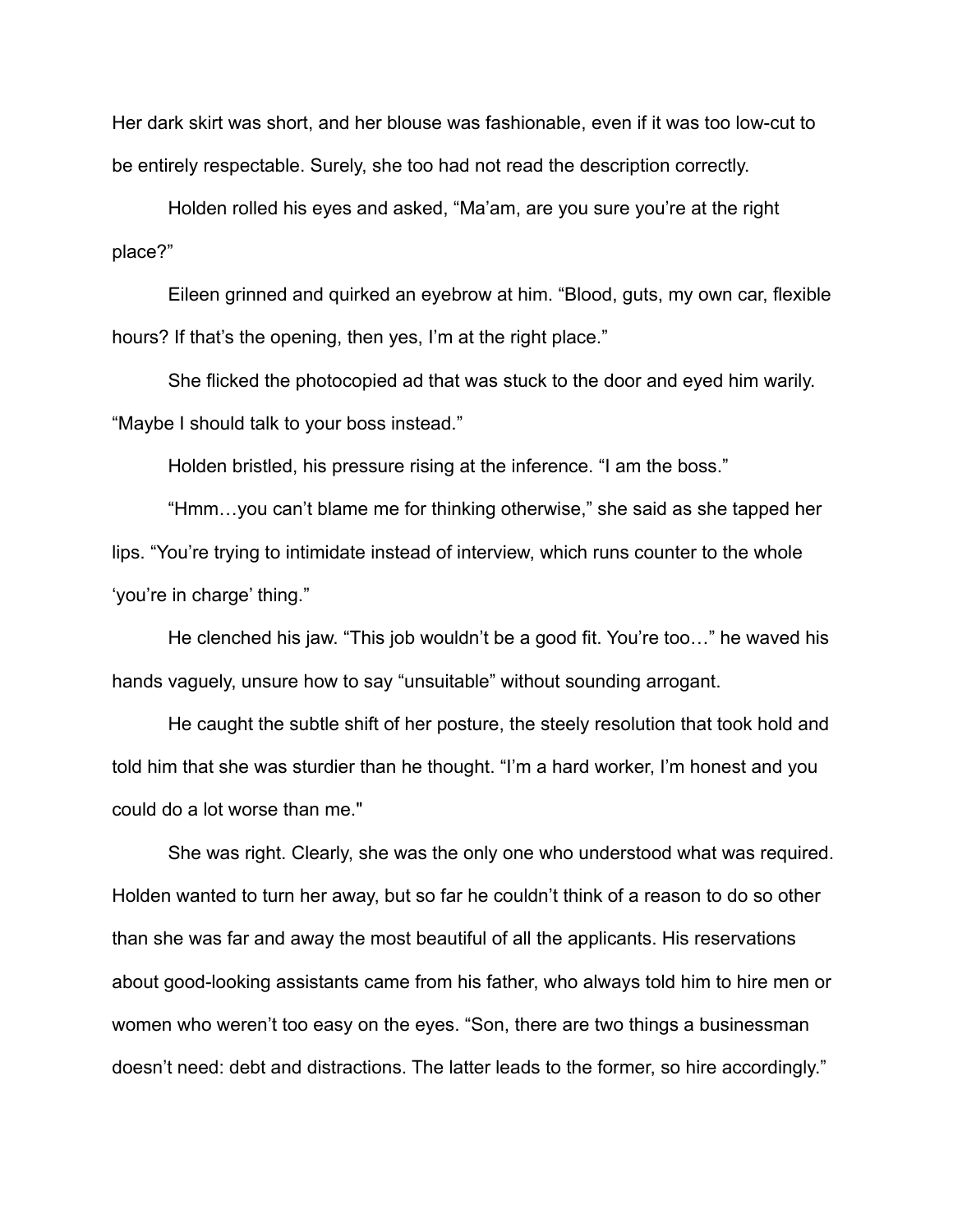Her dark skirt was short, and her blouse was fashionable, even if it was too low-cut to be entirely respectable. Surely, she too had not read the description correctly.

Holden rolled his eyes and asked, “Ma’am, are you sure you’re at the right place?”

Eileen grinned and quirked an eyebrow at him. “Blood, guts, my own car, flexible hours? If that’s the opening, then yes, I’m at the right place.”

She flicked the photocopied ad that was stuck to the door and eyed him warily. “Maybe I should talk to your boss instead.”

Holden bristled, his pressure rising at the inference. “I am the boss.”

“Hmm…you can’t blame me for thinking otherwise,” she said as she tapped her lips. “You’re trying to intimidate instead of interview, which runs counter to the whole ‘you’re in charge’ thing.”

He clenched his jaw. “This job wouldn’t be a good fit. You’re too…” he waved his hands vaguely, unsure how to say “unsuitable” without sounding arrogant.

He caught the subtle shift of her posture, the steely resolution that took hold and told him that she was sturdier than he thought. “I’m a hard worker, I’m honest and you could do a lot worse than me."

She was right. Clearly, she was the only one who understood what was required. Holden wanted to turn her away, but so far he couldn’t think of a reason to do so other than she was far and away the most beautiful of all the applicants. His reservations about good-looking assistants came from his father, who always told him to hire men or women who weren’t too easy on the eyes. “Son, there are two things a businessman doesn’t need: debt and distractions. The latter leads to the former, so hire accordingly.”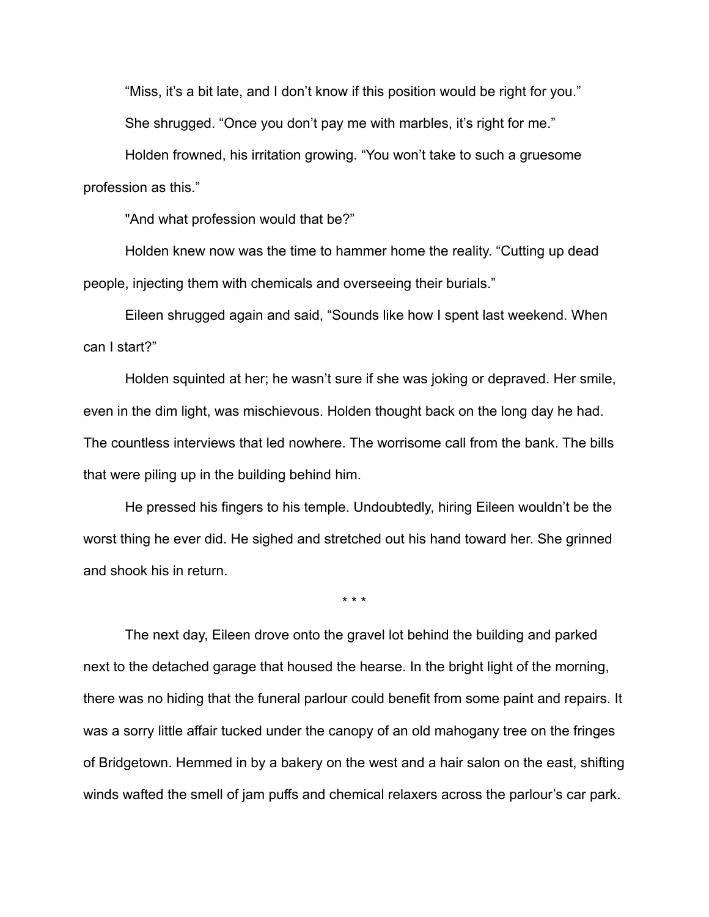"Miss, it's a bit late, and I don't know if this position would be right for you."

She shrugged. "Once you don't pay me with marbles, it's right for me."

Holden frowned, his irritation growing. "You won't take to such a gruesome profession as this."

"And what profession would that be?"

Holden knew now was the time to hammer home the reality. "Cutting up dead people, injecting them with chemicals and overseeing their burials."

Eileen shrugged again and said, "Sounds like how I spent last weekend. When can I start?"

Holden squinted at her; he wasn't sure if she was joking or depraved. Her smile, even in the dim light, was mischievous. Holden thought back on the long day he had. The countless interviews that led nowhere. The worrisome call from the bank. The bills that were piling up in the building behind him.

He pressed his fingers to his temple. Undoubtedly, hiring Eileen wouldn't be the worst thing he ever did. He sighed and stretched out his hand toward her. She grinned and shook his in return.

* * *

The next day, Eileen drove onto the gravel lot behind the building and parked next to the detached garage that housed the hearse. In the bright light of the morning, there was no hiding that the funeral parlour could benefit from some paint and repairs. It was a sorry little affair tucked under the canopy of an old mahogany tree on the fringes of Bridgetown. Hemmed in by a bakery on the west and a hair salon on the east, shifting winds wafted the smell of jam puffs and chemical relaxers across the parlour's car park.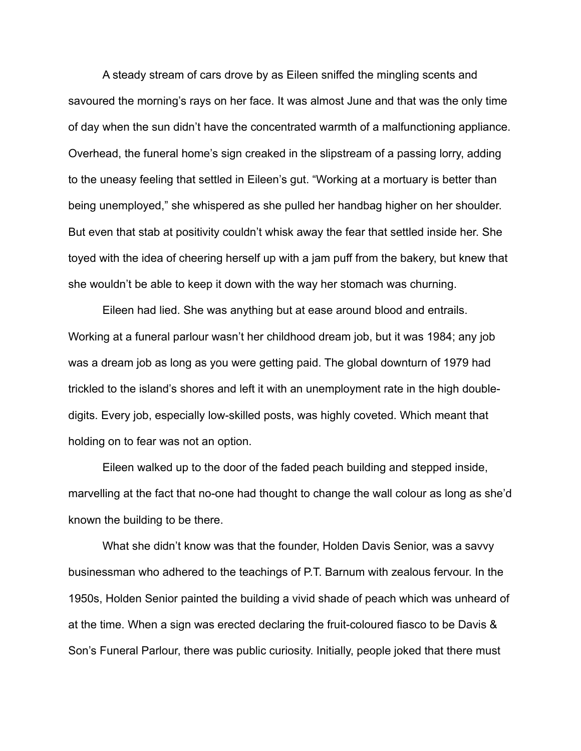A steady stream of cars drove by as Eileen sniffed the mingling scents and savoured the morning's rays on her face. It was almost June and that was the only time of day when the sun didn't have the concentrated warmth of a malfunctioning appliance. Overhead, the funeral home's sign creaked in the slipstream of a passing lorry, adding to the uneasy feeling that settled in Eileen's gut. "Working at a mortuary is better than being unemployed," she whispered as she pulled her handbag higher on her shoulder. But even that stab at positivity couldn't whisk away the fear that settled inside her. She toyed with the idea of cheering herself up with a jam puff from the bakery, but knew that she wouldn't be able to keep it down with the way her stomach was churning.

Eileen had lied. She was anything but at ease around blood and entrails. Working at a funeral parlour wasn't her childhood dream job, but it was 1984; any job was a dream job as long as you were getting paid. The global downturn of 1979 had trickled to the island's shores and left it with an unemployment rate in the high double-digits. Every job, especially low-skilled posts, was highly coveted. Which meant that holding on to fear was not an option.

Eileen walked up to the door of the faded peach building and stepped inside, marvelling at the fact that no-one had thought to change the wall colour as long as she'd known the building to be there.

What she didn't know was that the founder, Holden Davis Senior, was a savvy businessman who adhered to the teachings of P.T. Barnum with zealous fervour. In the 1950s, Holden Senior painted the building a vivid shade of peach which was unheard of at the time. When a sign was erected declaring the fruit-coloured fiasco to be Davis & Son's Funeral Parlour, there was public curiosity. Initially, people joked that there must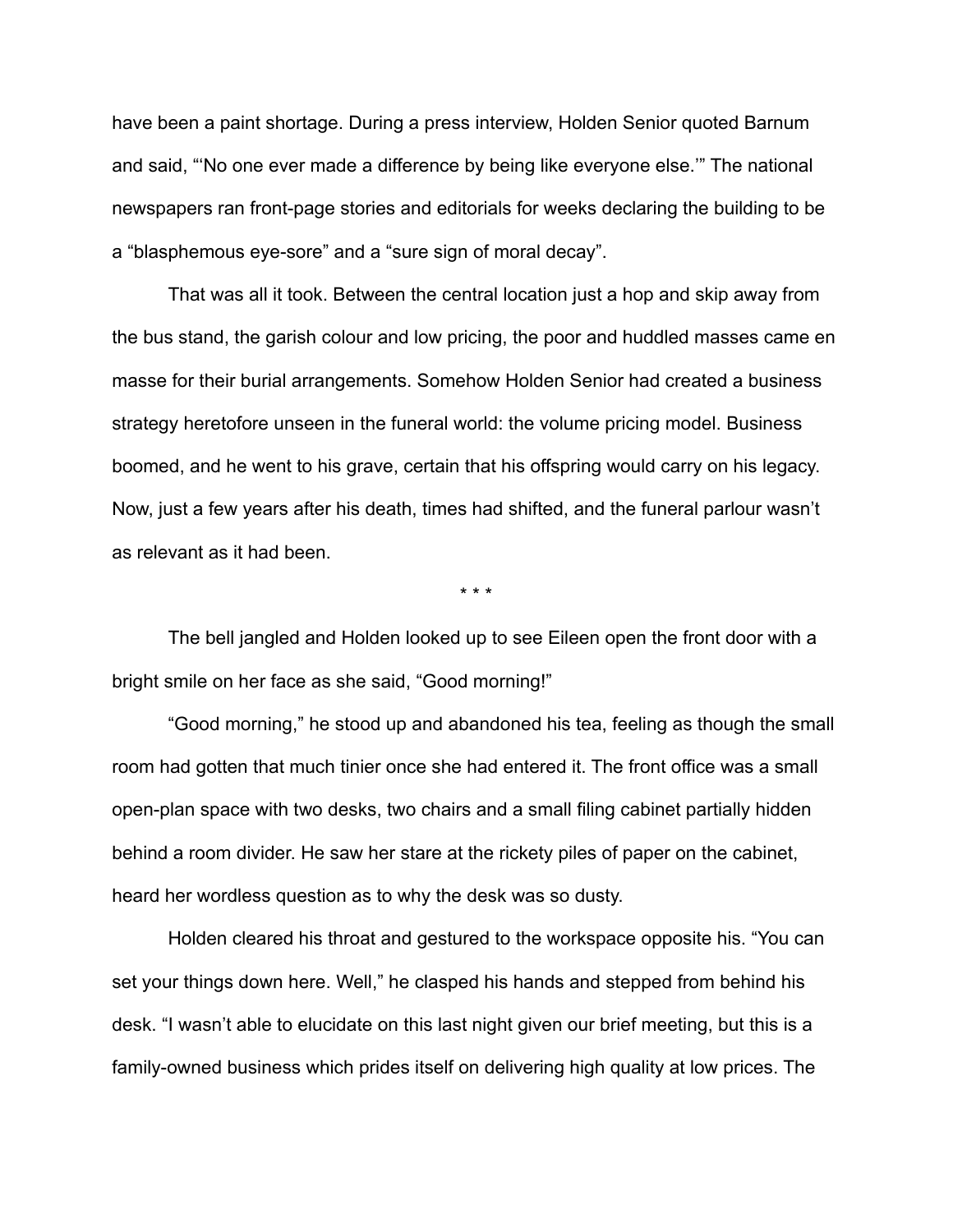have been a paint shortage. During a press interview, Holden Senior quoted Barnum and said, "'No one ever made a difference by being like everyone else.'" The national newspapers ran front-page stories and editorials for weeks declaring the building to be a "blasphemous eye-sore" and a "sure sign of moral decay".

That was all it took. Between the central location just a hop and skip away from the bus stand, the garish colour and low pricing, the poor and huddled masses came en masse for their burial arrangements. Somehow Holden Senior had created a business strategy heretofore unseen in the funeral world: the volume pricing model. Business boomed, and he went to his grave, certain that his offspring would carry on his legacy. Now, just a few years after his death, times had shifted, and the funeral parlour wasn't as relevant as it had been.

\* \* \*

The bell jangled and Holden looked up to see Eileen open the front door with a bright smile on her face as she said, "Good morning!"

"Good morning," he stood up and abandoned his tea, feeling as though the small room had gotten that much tinier once she had entered it. The front office was a small open-plan space with two desks, two chairs and a small filing cabinet partially hidden behind a room divider. He saw her stare at the rickety piles of paper on the cabinet, heard her wordless question as to why the desk was so dusty.

Holden cleared his throat and gestured to the workspace opposite his. "You can set your things down here. Well," he clasped his hands and stepped from behind his desk. "I wasn't able to elucidate on this last night given our brief meeting, but this is a family-owned business which prides itself on delivering high quality at low prices. The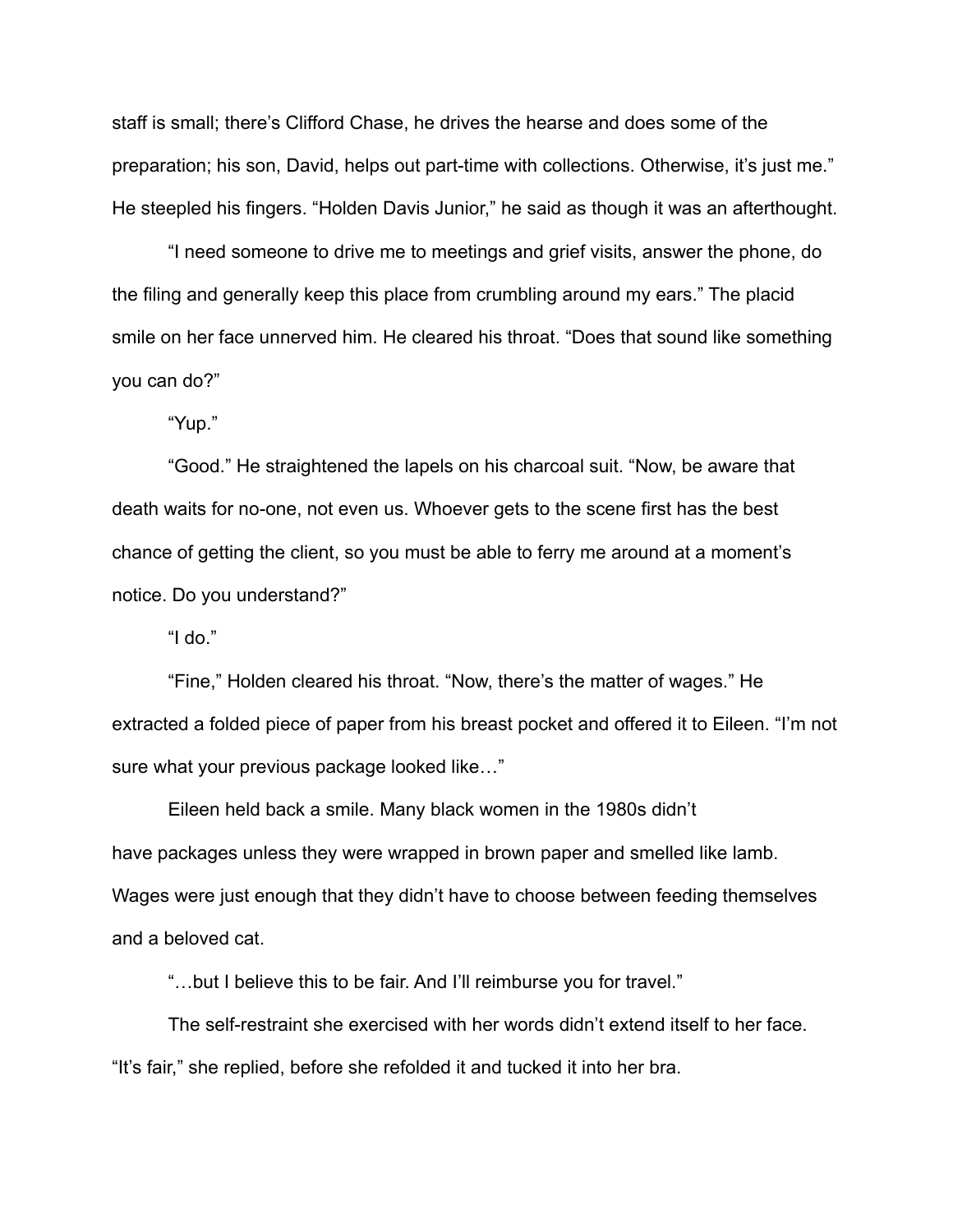staff is small; there's Clifford Chase, he drives the hearse and does some of the preparation; his son, David, helps out part-time with collections. Otherwise, it's just me." He steepled his fingers. "Holden Davis Junior," he said as though it was an afterthought.

"I need someone to drive me to meetings and grief visits, answer the phone, do the filing and generally keep this place from crumbling around my ears." The placid smile on her face unnerved him. He cleared his throat. "Does that sound like something you can do?"

"Yup."

"Good." He straightened the lapels on his charcoal suit. "Now, be aware that death waits for no-one, not even us. Whoever gets to the scene first has the best chance of getting the client, so you must be able to ferry me around at a moment's notice. Do you understand?"

"I do."

"Fine," Holden cleared his throat. "Now, there's the matter of wages." He extracted a folded piece of paper from his breast pocket and offered it to Eileen. "I'm not sure what your previous package looked like…"

Eileen held back a smile. Many black women in the 1980s didn't have packages unless they were wrapped in brown paper and smelled like lamb. Wages were just enough that they didn't have to choose between feeding themselves and a beloved cat.

"…but I believe this to be fair. And I'll reimburse you for travel."

The self-restraint she exercised with her words didn't extend itself to her face. "It's fair," she replied, before she refolded it and tucked it into her bra.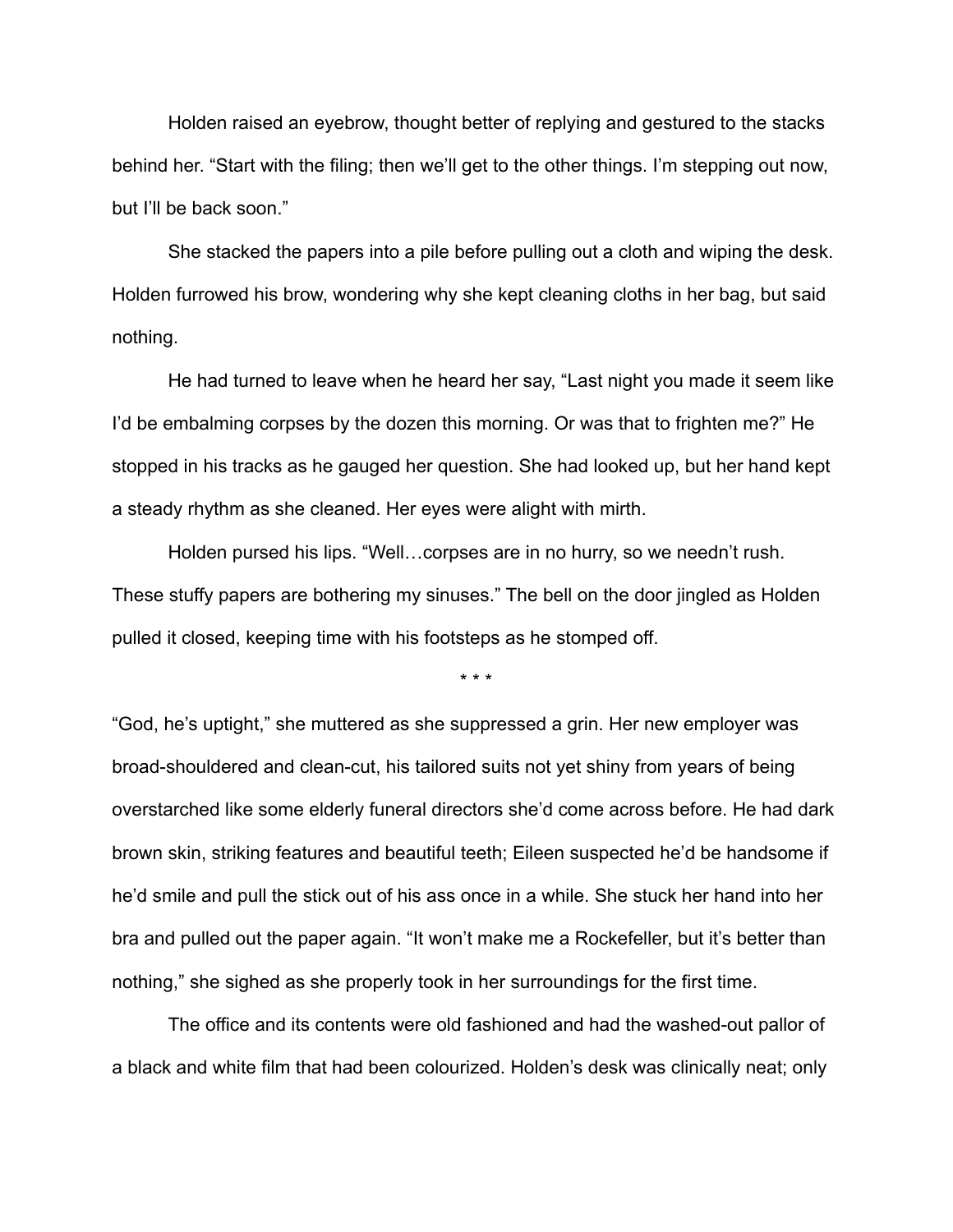Holden raised an eyebrow, thought better of replying and gestured to the stacks behind her. “Start with the filing; then we’ll get to the other things. I’m stepping out now, but I’ll be back soon.”

She stacked the papers into a pile before pulling out a cloth and wiping the desk. Holden furrowed his brow, wondering why she kept cleaning cloths in her bag, but said nothing.

He had turned to leave when he heard her say, “Last night you made it seem like I’d be embalming corpses by the dozen this morning. Or was that to frighten me?” He stopped in his tracks as he gauged her question. She had looked up, but her hand kept a steady rhythm as she cleaned. Her eyes were alight with mirth.

Holden pursed his lips. “Well…corpses are in no hurry, so we needn’t rush. These stuffy papers are bothering my sinuses.” The bell on the door jingled as Holden pulled it closed, keeping time with his footsteps as he stomped off.

\* \* \*

“God, he’s uptight,” she muttered as she suppressed a grin. Her new employer was broad-shouldered and clean-cut, his tailored suits not yet shiny from years of being overstarched like some elderly funeral directors she’d come across before. He had dark brown skin, striking features and beautiful teeth; Eileen suspected he’d be handsome if he’d smile and pull the stick out of his ass once in a while. She stuck her hand into her bra and pulled out the paper again. “It won’t make me a Rockefeller, but it’s better than nothing,” she sighed as she properly took in her surroundings for the first time.

The office and its contents were old fashioned and had the washed-out pallor of a black and white film that had been colourized. Holden’s desk was clinically neat; only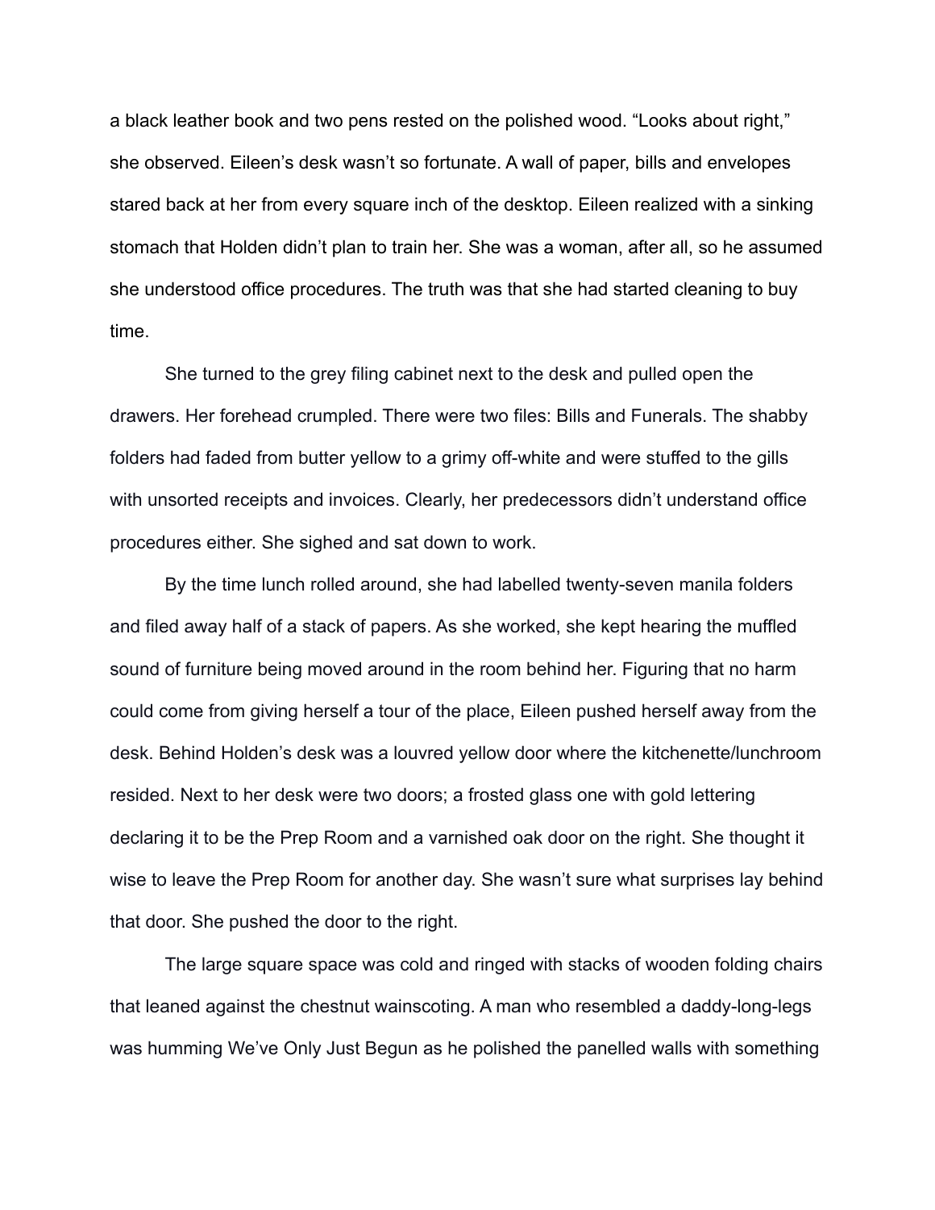a black leather book and two pens rested on the polished wood. “Looks about right,” she observed. Eileen’s desk wasn’t so fortunate. A wall of paper, bills and envelopes stared back at her from every square inch of the desktop. Eileen realized with a sinking stomach that Holden didn’t plan to train her. She was a woman, after all, so he assumed she understood office procedures. The truth was that she had started cleaning to buy time.

She turned to the grey filing cabinet next to the desk and pulled open the drawers. Her forehead crumpled. There were two files: Bills and Funerals. The shabby folders had faded from butter yellow to a grimy off-white and were stuffed to the gills with unsorted receipts and invoices. Clearly, her predecessors didn’t understand office procedures either. She sighed and sat down to work.

By the time lunch rolled around, she had labelled twenty-seven manila folders and filed away half of a stack of papers. As she worked, she kept hearing the muffled sound of furniture being moved around in the room behind her. Figuring that no harm could come from giving herself a tour of the place, Eileen pushed herself away from the desk. Behind Holden’s desk was a louvred yellow door where the kitchenette/lunchroom resided. Next to her desk were two doors; a frosted glass one with gold lettering declaring it to be the Prep Room and a varnished oak door on the right. She thought it wise to leave the Prep Room for another day. She wasn’t sure what surprises lay behind that door. She pushed the door to the right.

The large square space was cold and ringed with stacks of wooden folding chairs that leaned against the chestnut wainscoting. A man who resembled a daddy-long-legs was humming We’ve Only Just Begun as he polished the panelled walls with something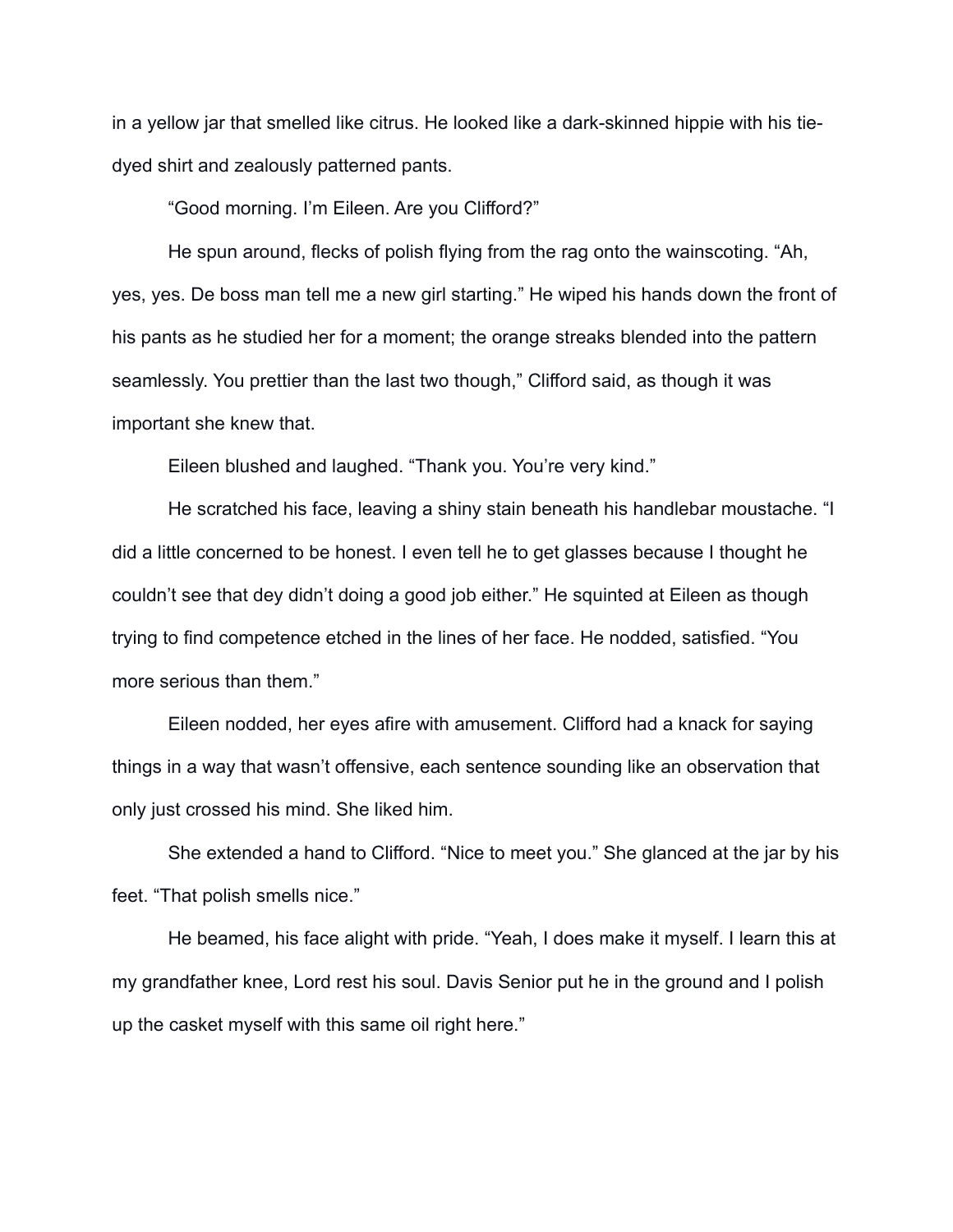in a yellow jar that smelled like citrus. He looked like a dark-skinned hippie with his tie-dyed shirt and zealously patterned pants.

“Good morning. I’m Eileen. Are you Clifford?”

He spun around, flecks of polish flying from the rag onto the wainscoting. “Ah, yes, yes. De boss man tell me a new girl starting.” He wiped his hands down the front of his pants as he studied her for a moment; the orange streaks blended into the pattern seamlessly. You prettier than the last two though,” Clifford said, as though it was important she knew that.

Eileen blushed and laughed. “Thank you. You’re very kind.”

He scratched his face, leaving a shiny stain beneath his handlebar moustache. “I did a little concerned to be honest. I even tell he to get glasses because I thought he couldn’t see that dey didn’t doing a good job either.” He squinted at Eileen as though trying to find competence etched in the lines of her face. He nodded, satisfied. “You more serious than them.”

Eileen nodded, her eyes afire with amusement. Clifford had a knack for saying things in a way that wasn’t offensive, each sentence sounding like an observation that only just crossed his mind. She liked him.

She extended a hand to Clifford. “Nice to meet you.” She glanced at the jar by his feet. “That polish smells nice.”

He beamed, his face alight with pride. “Yeah, I does make it myself. I learn this at my grandfather knee, Lord rest his soul. Davis Senior put he in the ground and I polish up the casket myself with this same oil right here.”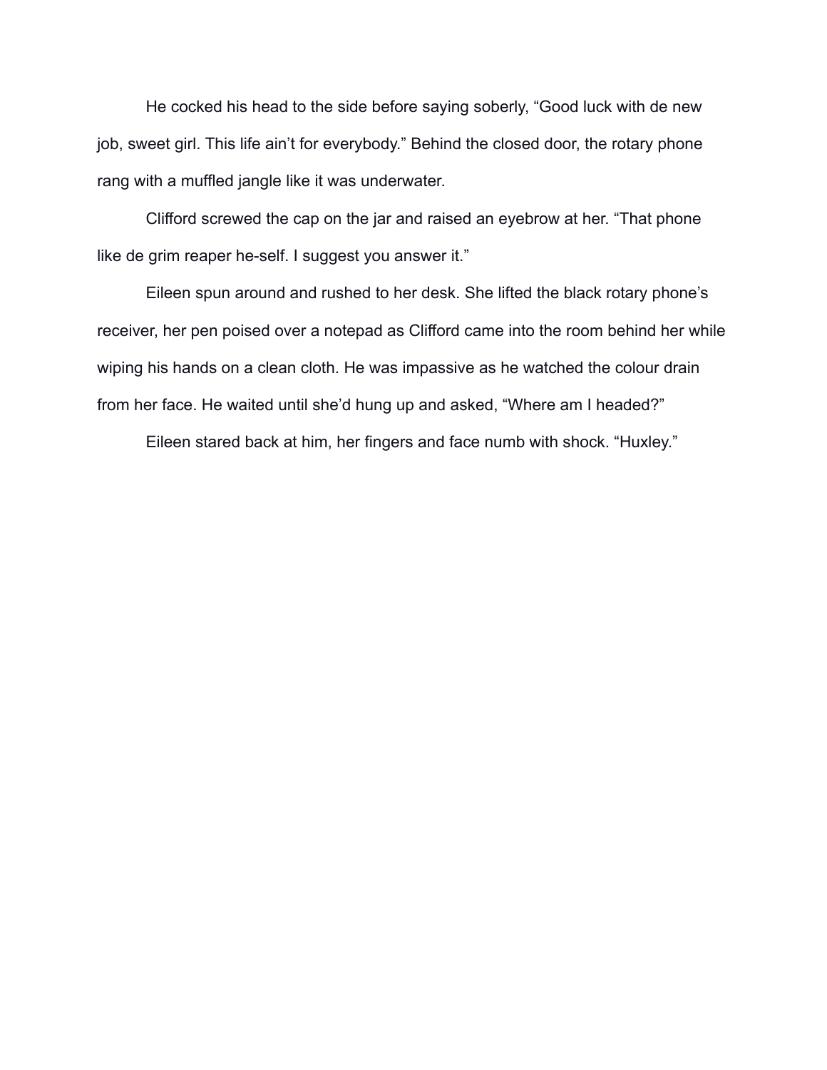He cocked his head to the side before saying soberly, “Good luck with de new job, sweet girl. This life ain’t for everybody.” Behind the closed door, the rotary phone rang with a muffled jangle like it was underwater.

Clifford screwed the cap on the jar and raised an eyebrow at her. “That phone like de grim reaper he-self. I suggest you answer it.”

Eileen spun around and rushed to her desk. She lifted the black rotary phone’s receiver, her pen poised over a notepad as Clifford came into the room behind her while wiping his hands on a clean cloth. He was impassive as he watched the colour drain from her face. He waited until she’d hung up and asked, “Where am I headed?”

Eileen stared back at him, her fingers and face numb with shock. “Huxley.”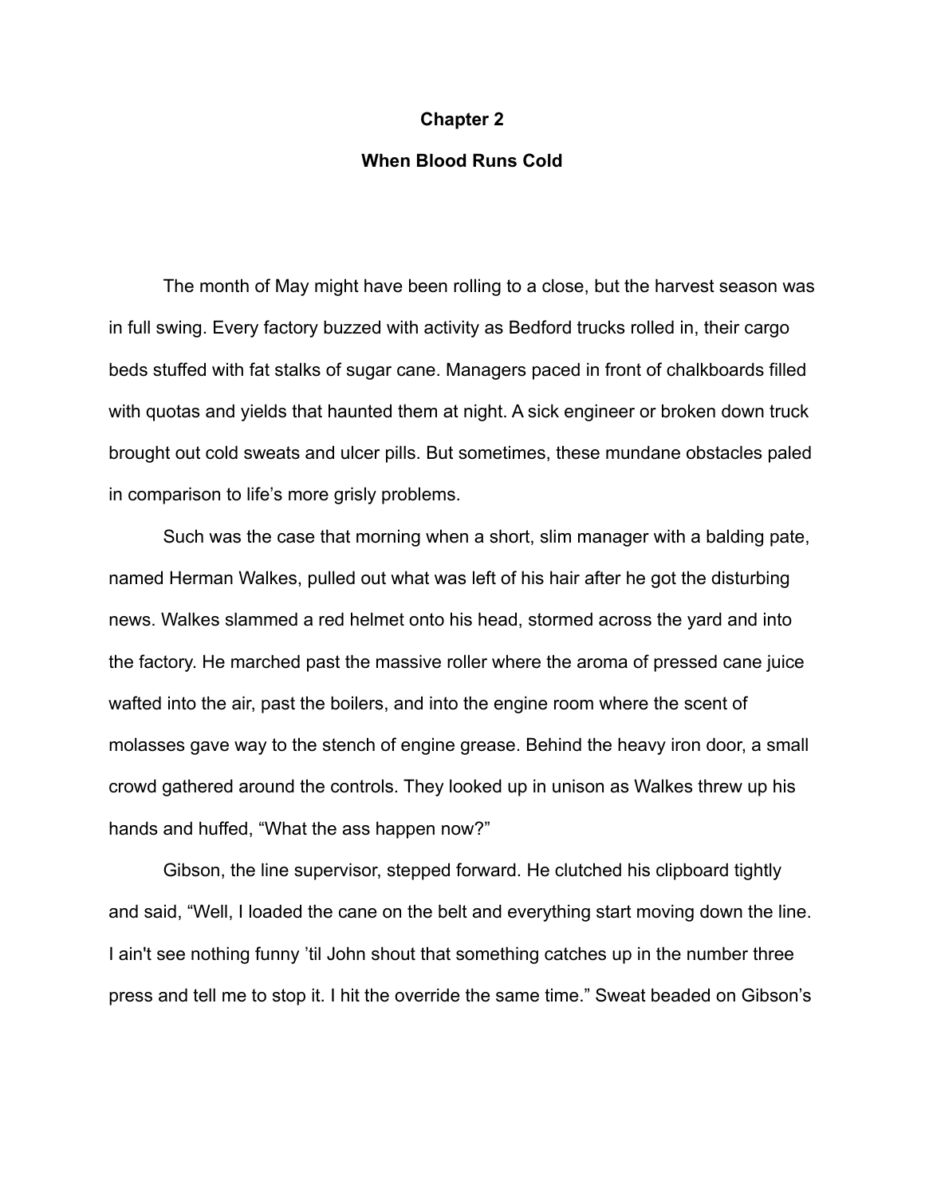# Chapter 2

## When Blood Runs Cold

The month of May might have been rolling to a close, but the harvest season was in full swing. Every factory buzzed with activity as Bedford trucks rolled in, their cargo beds stuffed with fat stalks of sugar cane. Managers paced in front of chalkboards filled with quotas and yields that haunted them at night. A sick engineer or broken down truck brought out cold sweats and ulcer pills. But sometimes, these mundane obstacles paled in comparison to life's more grisly problems.

Such was the case that morning when a short, slim manager with a balding pate, named Herman Walkes, pulled out what was left of his hair after he got the disturbing news. Walkes slammed a red helmet onto his head, stormed across the yard and into the factory. He marched past the massive roller where the aroma of pressed cane juice wafted into the air, past the boilers, and into the engine room where the scent of molasses gave way to the stench of engine grease. Behind the heavy iron door, a small crowd gathered around the controls. They looked up in unison as Walkes threw up his hands and huffed, "What the ass happen now?"

Gibson, the line supervisor, stepped forward. He clutched his clipboard tightly and said, "Well, I loaded the cane on the belt and everything start moving down the line. I ain't see nothing funny 'til John shout that something catches up in the number three press and tell me to stop it. I hit the override the same time." Sweat beaded on Gibson's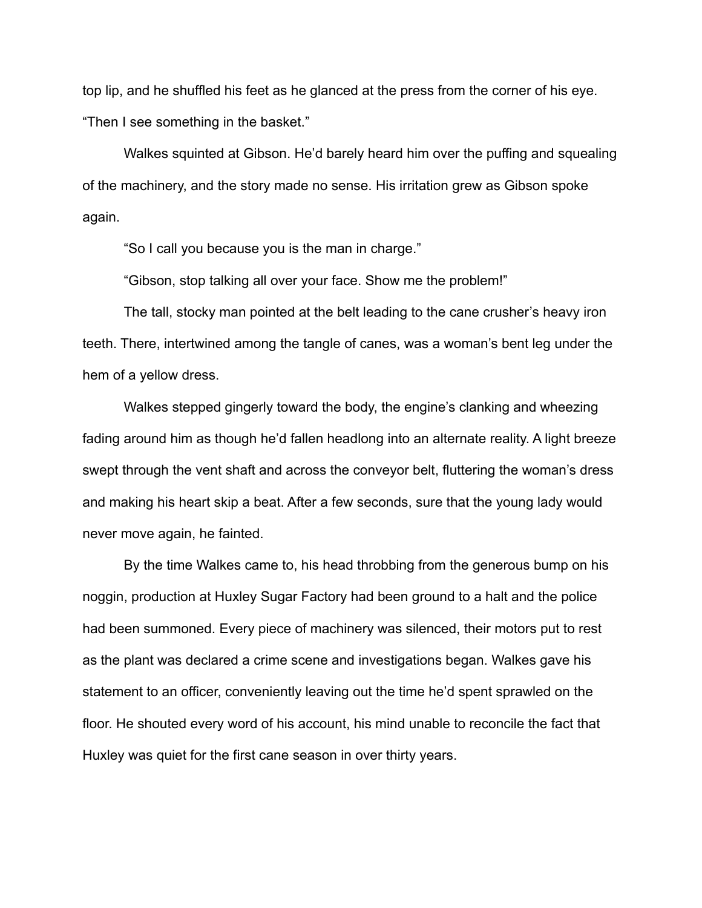top lip, and he shuffled his feet as he glanced at the press from the corner of his eye. "Then I see something in the basket."

Walkes squinted at Gibson. He'd barely heard him over the puffing and squealing of the machinery, and the story made no sense. His irritation grew as Gibson spoke again.

"So I call you because you is the man in charge."

"Gibson, stop talking all over your face. Show me the problem!"

The tall, stocky man pointed at the belt leading to the cane crusher's heavy iron teeth. There, intertwined among the tangle of canes, was a woman's bent leg under the hem of a yellow dress.

Walkes stepped gingerly toward the body, the engine's clanking and wheezing fading around him as though he'd fallen headlong into an alternate reality. A light breeze swept through the vent shaft and across the conveyor belt, fluttering the woman's dress and making his heart skip a beat. After a few seconds, sure that the young lady would never move again, he fainted.

By the time Walkes came to, his head throbbing from the generous bump on his noggin, production at Huxley Sugar Factory had been ground to a halt and the police had been summoned. Every piece of machinery was silenced, their motors put to rest as the plant was declared a crime scene and investigations began. Walkes gave his statement to an officer, conveniently leaving out the time he'd spent sprawled on the floor. He shouted every word of his account, his mind unable to reconcile the fact that Huxley was quiet for the first cane season in over thirty years.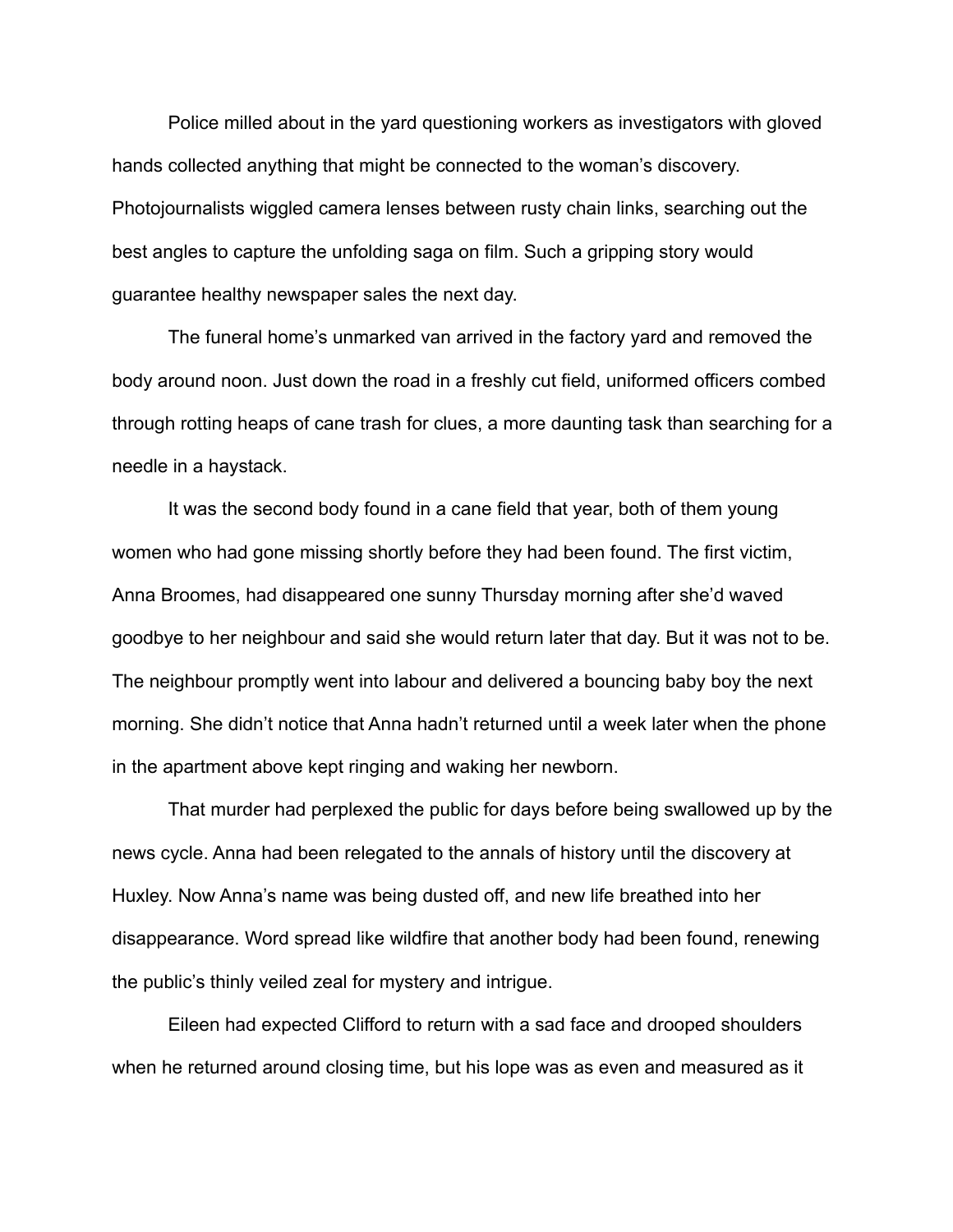Police milled about in the yard questioning workers as investigators with gloved hands collected anything that might be connected to the woman's discovery. Photojournalists wiggled camera lenses between rusty chain links, searching out the best angles to capture the unfolding saga on film. Such a gripping story would guarantee healthy newspaper sales the next day.

The funeral home's unmarked van arrived in the factory yard and removed the body around noon. Just down the road in a freshly cut field, uniformed officers combed through rotting heaps of cane trash for clues, a more daunting task than searching for a needle in a haystack.

It was the second body found in a cane field that year, both of them young women who had gone missing shortly before they had been found. The first victim, Anna Broomes, had disappeared one sunny Thursday morning after she'd waved goodbye to her neighbour and said she would return later that day. But it was not to be. The neighbour promptly went into labour and delivered a bouncing baby boy the next morning. She didn't notice that Anna hadn't returned until a week later when the phone in the apartment above kept ringing and waking her newborn.

That murder had perplexed the public for days before being swallowed up by the news cycle. Anna had been relegated to the annals of history until the discovery at Huxley. Now Anna's name was being dusted off, and new life breathed into her disappearance. Word spread like wildfire that another body had been found, renewing the public's thinly veiled zeal for mystery and intrigue.

Eileen had expected Clifford to return with a sad face and drooped shoulders when he returned around closing time, but his lope was as even and measured as it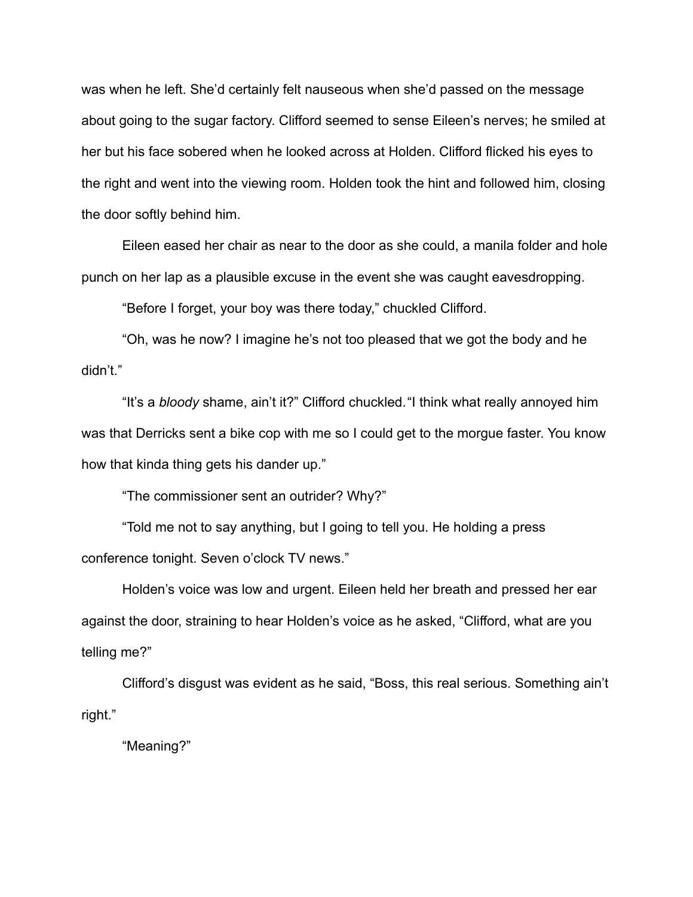was when he left. She'd certainly felt nauseous when she'd passed on the message about going to the sugar factory. Clifford seemed to sense Eileen's nerves; he smiled at her but his face sobered when he looked across at Holden. Clifford flicked his eyes to the right and went into the viewing room. Holden took the hint and followed him, closing the door softly behind him.

Eileen eased her chair as near to the door as she could, a manila folder and hole punch on her lap as a plausible excuse in the event she was caught eavesdropping.

"Before I forget, your boy was there today," chuckled Clifford.

"Oh, was he now? I imagine he's not too pleased that we got the body and he didn't."

"It's a *bloody* shame, ain't it?" Clifford chuckled."I think what really annoyed him was that Derricks sent a bike cop with me so I could get to the morgue faster. You know how that kinda thing gets his dander up."

"The commissioner sent an outrider? Why?"

"Told me not to say anything, but I going to tell you. He holding a press conference tonight. Seven o'clock TV news."

Holden's voice was low and urgent. Eileen held her breath and pressed her ear against the door, straining to hear Holden's voice as he asked, "Clifford, what are you telling me?"

Clifford's disgust was evident as he said, "Boss, this real serious. Something ain't right."

"Meaning?"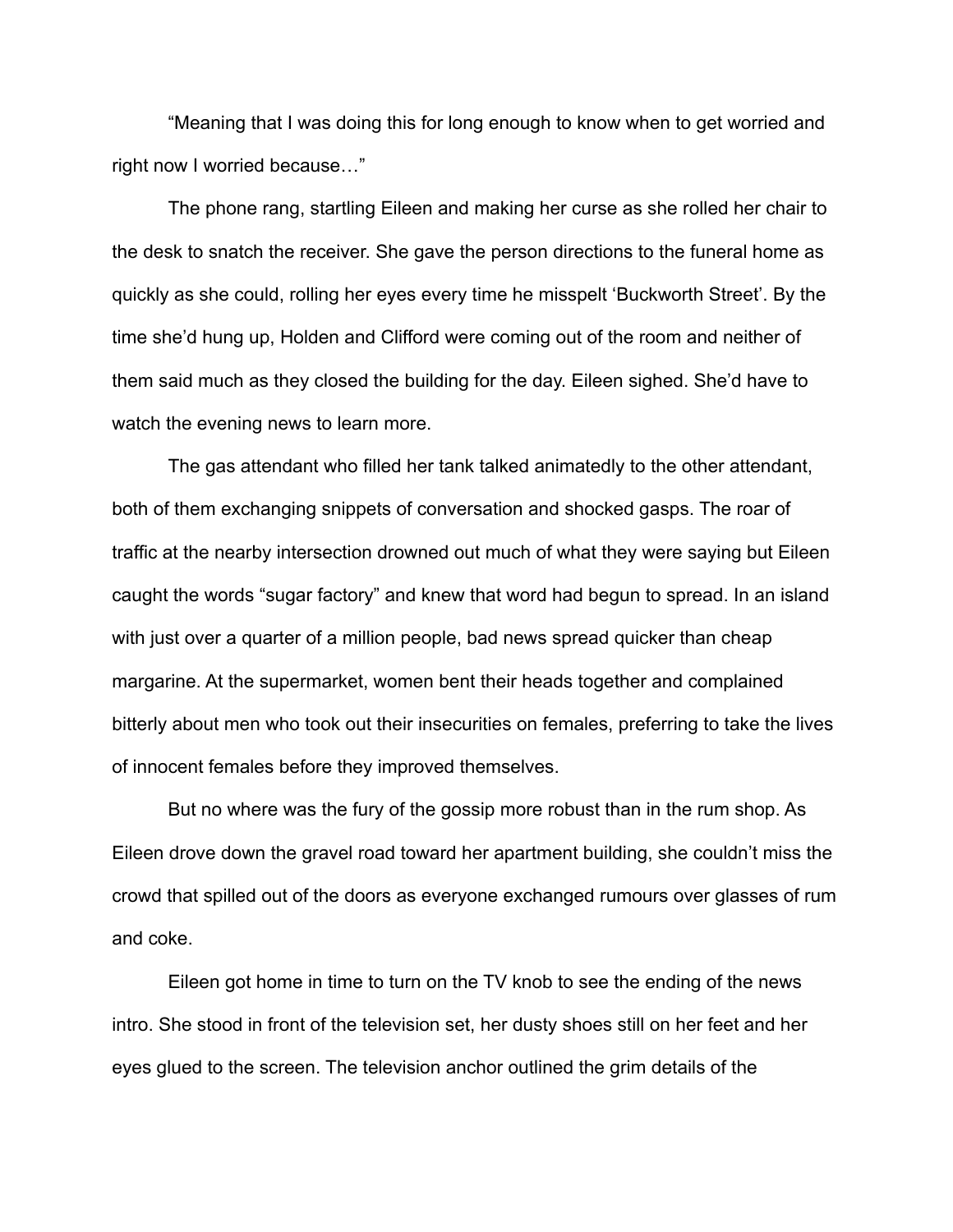“Meaning that I was doing this for long enough to know when to get worried and right now I worried because…”

The phone rang, startling Eileen and making her curse as she rolled her chair to the desk to snatch the receiver. She gave the person directions to the funeral home as quickly as she could, rolling her eyes every time he misspelt ‘Buckworth Street’. By the time she’d hung up, Holden and Clifford were coming out of the room and neither of them said much as they closed the building for the day. Eileen sighed. She’d have to watch the evening news to learn more.

The gas attendant who filled her tank talked animatedly to the other attendant, both of them exchanging snippets of conversation and shocked gasps. The roar of traffic at the nearby intersection drowned out much of what they were saying but Eileen caught the words “sugar factory” and knew that word had begun to spread. In an island with just over a quarter of a million people, bad news spread quicker than cheap margarine. At the supermarket, women bent their heads together and complained bitterly about men who took out their insecurities on females, preferring to take the lives of innocent females before they improved themselves.

But no where was the fury of the gossip more robust than in the rum shop. As Eileen drove down the gravel road toward her apartment building, she couldn’t miss the crowd that spilled out of the doors as everyone exchanged rumours over glasses of rum and coke.

Eileen got home in time to turn on the TV knob to see the ending of the news intro. She stood in front of the television set, her dusty shoes still on her feet and her eyes glued to the screen. The television anchor outlined the grim details of the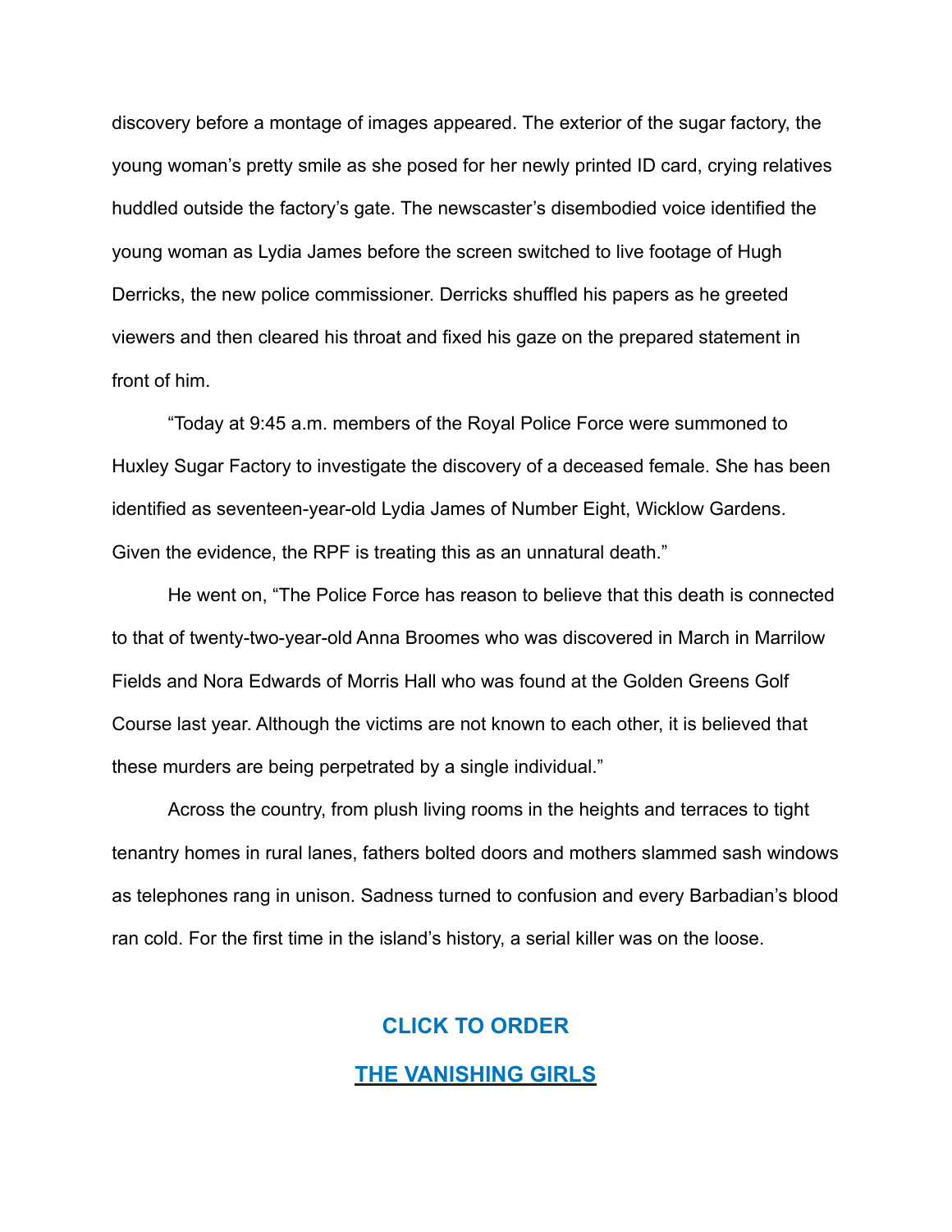discovery before a montage of images appeared. The exterior of the sugar factory, the young woman's pretty smile as she posed for her newly printed ID card, crying relatives huddled outside the factory's gate. The newscaster's disembodied voice identified the young woman as Lydia James before the screen switched to live footage of Hugh Derricks, the new police commissioner. Derricks shuffled his papers as he greeted viewers and then cleared his throat and fixed his gaze on the prepared statement in front of him.

"Today at 9:45 a.m. members of the Royal Police Force were summoned to Huxley Sugar Factory to investigate the discovery of a deceased female. She has been identified as seventeen-year-old Lydia James of Number Eight, Wicklow Gardens. Given the evidence, the RPF is treating this as an unnatural death."

He went on, "The Police Force has reason to believe that this death is connected to that of twenty-two-year-old Anna Broomes who was discovered in March in Marrilow Fields and Nora Edwards of Morris Hall who was found at the Golden Greens Golf Course last year. Although the victims are not known to each other, it is believed that these murders are being perpetrated by a single individual."

Across the country, from plush living rooms in the heights and terraces to tight tenantry homes in rural lanes, fathers bolted doors and mothers slammed sash windows as telephones rang in unison. Sadness turned to confusion and every Barbadian's blood ran cold. For the first time in the island's history, a serial killer was on the loose.

**CLICK TO ORDER**

**THE VANISHING GIRLS**